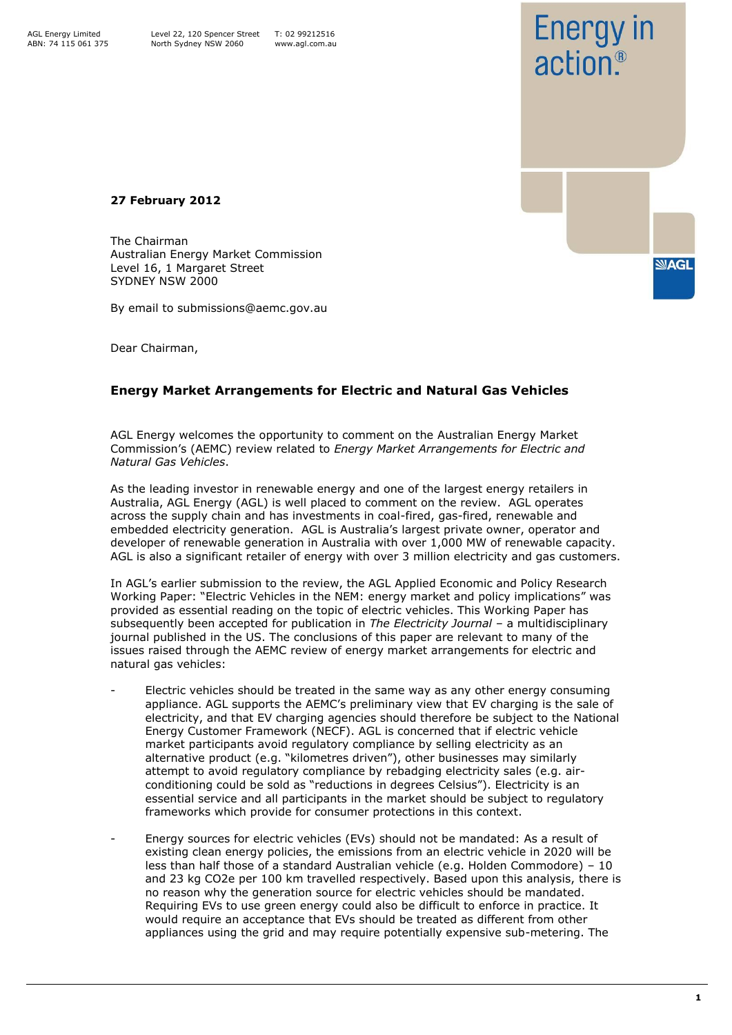AGL Energy Limited
ABN: 74 115 061 375

Level 22, 120 Spencer Street
North Sydney NSW 2060

T: 02 99212516
www.agl.com.au

Energy in action®

**27 February 2012**

The Chairman
Australian Energy Market Commission
Level 16, 1 Margaret Street
SYDNEY NSW 2000

By email to submissions@aemc.gov.au

Dear Chairman,

## Energy Market Arrangements for Electric and Natural Gas Vehicles

AGL Energy welcomes the opportunity to comment on the Australian Energy Market Commission's (AEMC) review related to *Energy Market Arrangements for Electric and Natural Gas Vehicles*.

As the leading investor in renewable energy and one of the largest energy retailers in Australia, AGL Energy (AGL) is well placed to comment on the review. AGL operates across the supply chain and has investments in coal-fired, gas-fired, renewable and embedded electricity generation. AGL is Australia's largest private owner, operator and developer of renewable generation in Australia with over 1,000 MW of renewable capacity. AGL is also a significant retailer of energy with over 3 million electricity and gas customers.

In AGL's earlier submission to the review, the AGL Applied Economic and Policy Research Working Paper: "Electric Vehicles in the NEM: energy market and policy implications" was provided as essential reading on the topic of electric vehicles. This Working Paper has subsequently been accepted for publication in *The Electricity Journal* – a multidisciplinary journal published in the US. The conclusions of this paper are relevant to many of the issues raised through the AEMC review of energy market arrangements for electric and natural gas vehicles:

- Electric vehicles should be treated in the same way as any other energy consuming appliance. AGL supports the AEMC's preliminary view that EV charging is the sale of electricity, and that EV charging agencies should therefore be subject to the National Energy Customer Framework (NECF). AGL is concerned that if electric vehicle market participants avoid regulatory compliance by selling electricity as an alternative product (e.g. "kilometres driven"), other businesses may similarly attempt to avoid regulatory compliance by rebadging electricity sales (e.g. air-conditioning could be sold as "reductions in degrees Celsius"). Electricity is an essential service and all participants in the market should be subject to regulatory frameworks which provide for consumer protections in this context.

- Energy sources for electric vehicles (EVs) should not be mandated: As a result of existing clean energy policies, the emissions from an electric vehicle in 2020 will be less than half those of a standard Australian vehicle (e.g. Holden Commodore) – 10 and 23 kg $CO_2e$ per 100 km travelled respectively. Based upon this analysis, there is no reason why the generation source for electric vehicles should be mandated. Requiring EVs to use green energy could also be difficult to enforce in practice. It would require an acceptance that EVs should be treated as different from other appliances using the grid and may require potentially expensive sub-metering. The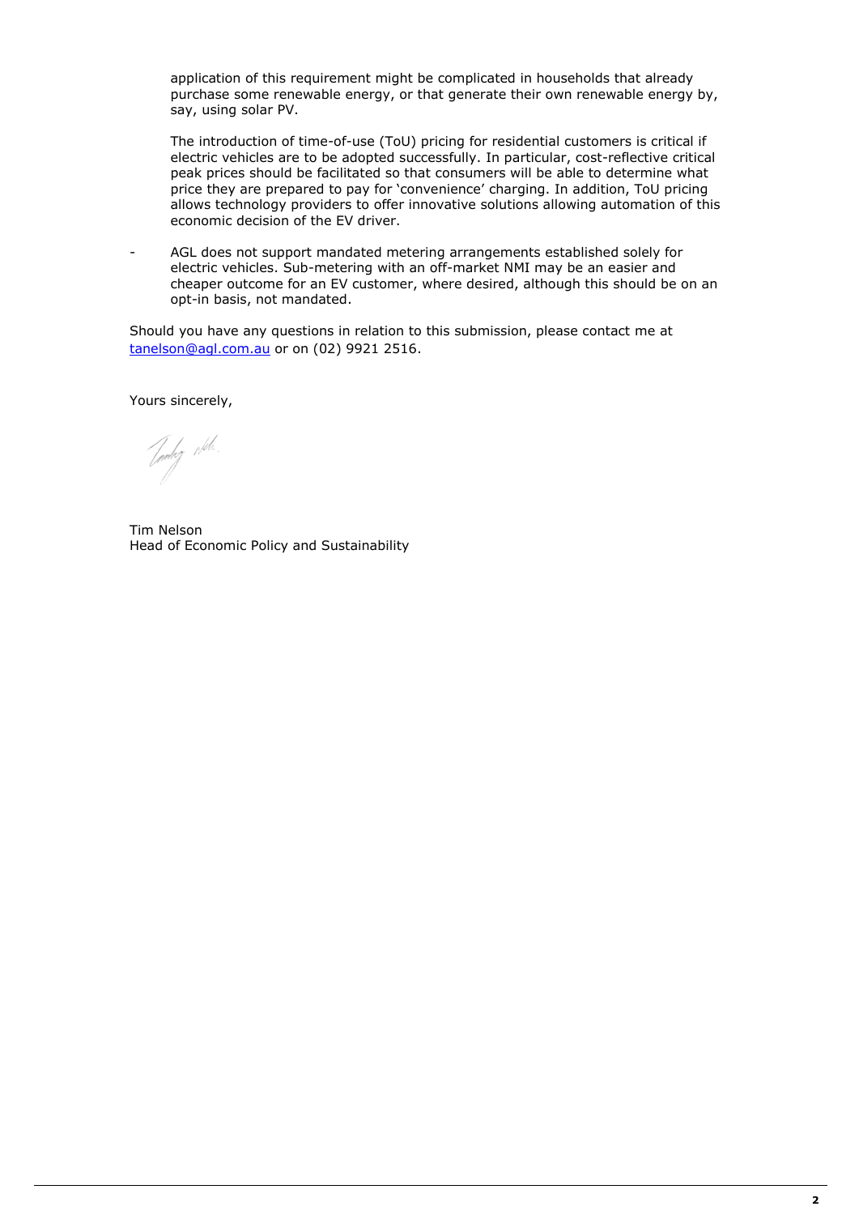application of this requirement might be complicated in households that already purchase some renewable energy, or that generate their own renewable energy by, say, using solar PV.

The introduction of time-of-use (ToU) pricing for residential customers is critical if electric vehicles are to be adopted successfully. In particular, cost-reflective critical peak prices should be facilitated so that consumers will be able to determine what price they are prepared to pay for 'convenience' charging. In addition, ToU pricing allows technology providers to offer innovative solutions allowing automation of this economic decision of the EV driver.

- AGL does not support mandated metering arrangements established solely for electric vehicles. Sub-metering with an off-market NMI may be an easier and cheaper outcome for an EV customer, where desired, although this should be on an opt-in basis, not mandated.

Should you have any questions in relation to this submission, please contact me at tanelson@agl.com.au or on (02) 9921 2516.

Yours sincerely,

Tim Nelson
Head of Economic Policy and Sustainability